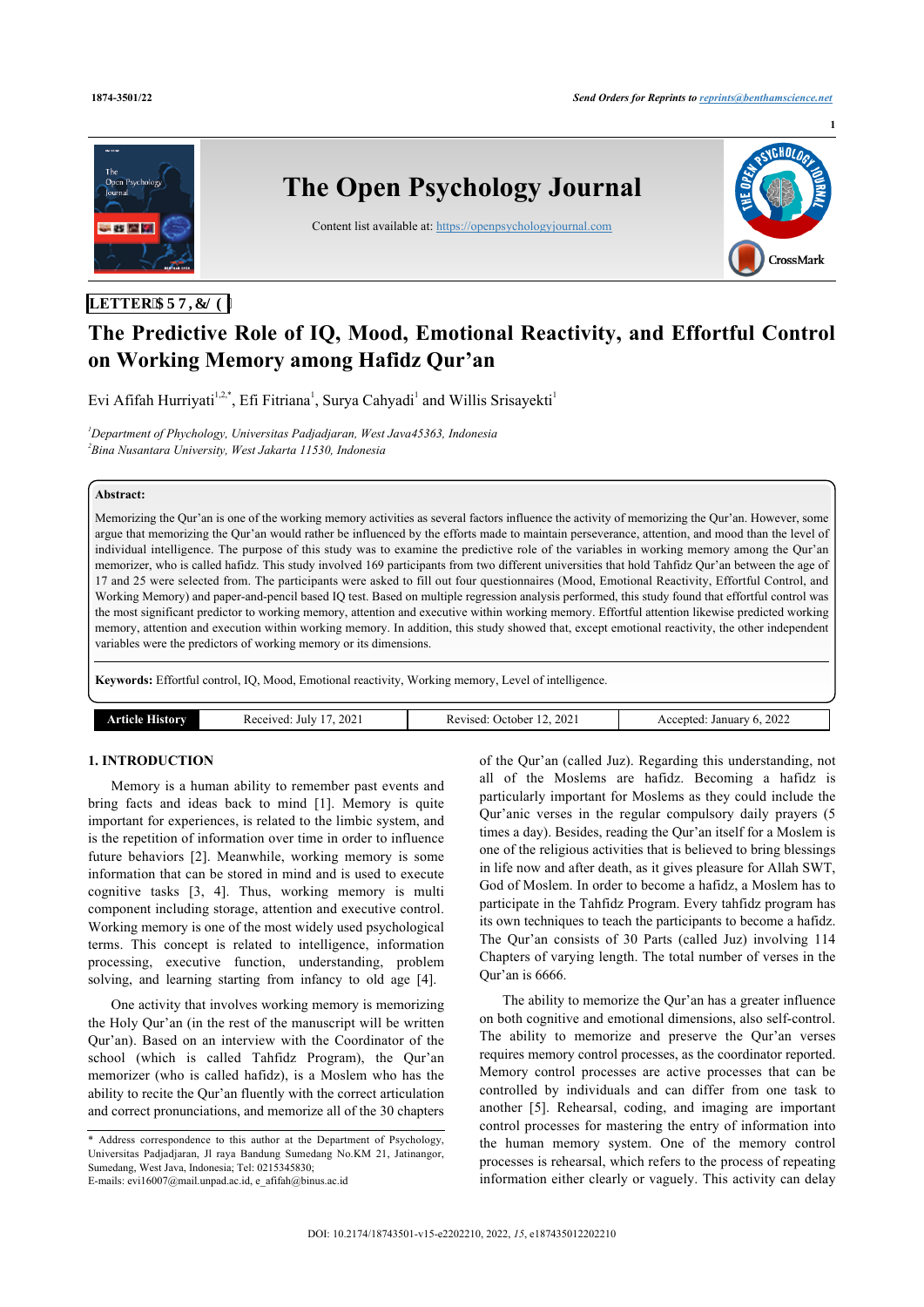LETTER ARTICLE

# The Predictive Role of IQ, Mood, Emotional Reactivity, and Effortful Control on Working Memory among Hafidz Qur'an

Evi Afifah Hurriyati[1,2,*], Efi Fitriana[1], Surya Cahyadi[1] and Willis Srisayekti[1]

[1]*Department of Phychology, Universitas Padjadjaran, West Java45363, Indonesia*
[2]*Bina Nusantara University, West Jakarta 11530, Indonesia*

**Abstract:**

Memorizing the Qur'an is one of the working memory activities as several factors influence the activity of memorizing the Qur'an. However, some argue that memorizing the Qur'an would rather be influenced by the efforts made to maintain perseverance, attention, and mood than the level of individual intelligence. The purpose of this study was to examine the predictive role of the variables in working memory among the Qur'an memorizer, who is called hafidz. This study involved 169 participants from two different universities that hold Tahfidz Qur'an between the age of 17 and 25 were selected from. The participants were asked to fill out four questionnaires (Mood, Emotional Reactivity, Effortful Control, and Working Memory) and paper-and-pencil based IQ test. Based on multiple regression analysis performed, this study found that effortful control was the most significant predictor to working memory, attention and executive within working memory. Effortful attention likewise predicted working memory, attention and execution within working memory. In addition, this study showed that, except emotional reactivity, the other independent variables were the predictors of working memory or its dimensions.

**Keywords:** Effortful control, IQ, Mood, Emotional reactivity, Working memory, Level of intelligence.

| Article History | Received: July 17, 2021 | Revised: October 12, 2021 | Accepted: January 6, 2022 |
|---|---|---|---|

## 1. INTRODUCTION

Memory is a human ability to remember past events and bring facts and ideas back to mind [1]. Memory is quite important for experiences, is related to the limbic system, and is the repetition of information over time in order to influence future behaviors [2]. Meanwhile, working memory is some information that can be stored in mind and is used to execute cognitive tasks [3, 4]. Thus, working memory is multi component including storage, attention and executive control. Working memory is one of the most widely used psychological terms. This concept is related to intelligence, information processing, executive function, understanding, problem solving, and learning starting from infancy to old age [4].

One activity that involves working memory is memorizing the Holy Qur'an (in the rest of the manuscript will be written Qur'an). Based on an interview with the Coordinator of the school (which is called Tahfidz Program), the Qur'an memorizer (who is called hafidz), is a Moslem who has the ability to recite the Qur'an fluently with the correct articulation and correct pronunciations, and memorize all of the 30 chapters of the Qur'an (called Juz). Regarding this understanding, not all of the Moslems are hafidz. Becoming a hafidz is particularly important for Moslems as they could include the Qur'anic verses in the regular compulsory daily prayers (5 times a day). Besides, reading the Qur'an itself for a Moslem is one of the religious activities that is believed to bring blessings in life now and after death, as it gives pleasure for Allah SWT, God of Moslem. In order to become a hafidz, a Moslem has to participate in the Tahfidz Program. Every tahfidz program has its own techniques to teach the participants to become a hafidz. The Qur'an consists of 30 Parts (called Juz) involving 114 Chapters of varying length. The total number of verses in the Qur'an is 6666.

The ability to memorize the Qur'an has a greater influence on both cognitive and emotional dimensions, also self-control. The ability to memorize and preserve the Qur'an verses requires memory control processes, as the coordinator reported. Memory control processes are active processes that can be controlled by individuals and can differ from one task to another [5]. Rehearsal, coding, and imaging are important control processes for mastering the entry of information into the human memory system. One of the memory control processes is rehearsal, which refers to the process of repeating information either clearly or vaguely. This activity can delay

\* Address correspondence to this author at the Department of Psychology, Universitas Padjadjaran, Jl raya Bandung Sumedang No.KM 21, Jatinangor, Sumedang, West Java, Indonesia; Tel: 0215345830;
E-mails: evi16007@mail.unpad.ac.id, e_afifah@binus.ac.id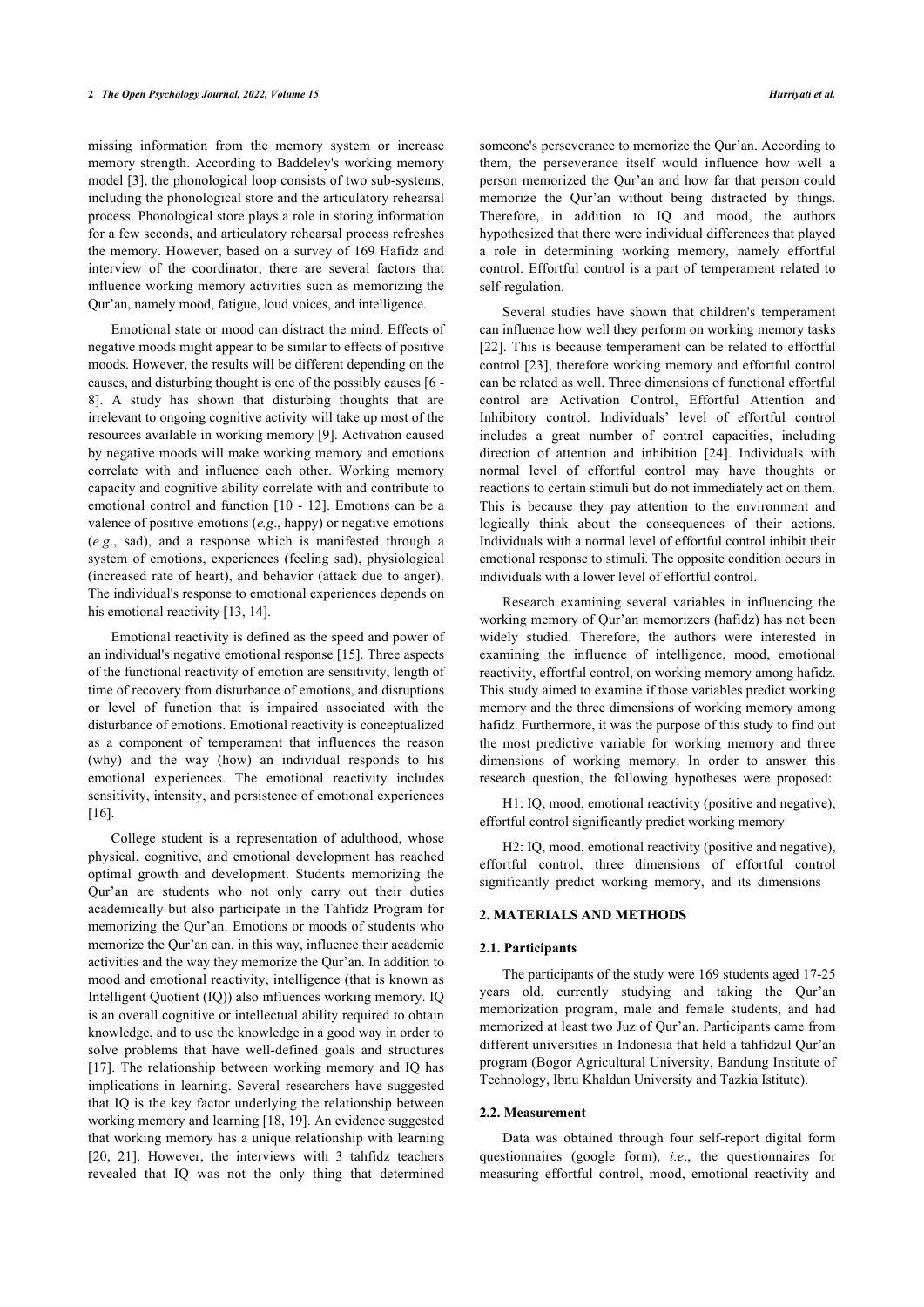missing information from the memory system or increase memory strength. According to Baddeley's working memory model [3], the phonological loop consists of two sub-systems, including the phonological store and the articulatory rehearsal process. Phonological store plays a role in storing information for a few seconds, and articulatory rehearsal process refreshes the memory. However, based on a survey of 169 Hafidz and interview of the coordinator, there are several factors that influence working memory activities such as memorizing the Qur'an, namely mood, fatigue, loud voices, and intelligence.

Emotional state or mood can distract the mind. Effects of negative moods might appear to be similar to effects of positive moods. However, the results will be different depending on the causes, and disturbing thought is one of the possibly causes [6 - 8]. A study has shown that disturbing thoughts that are irrelevant to ongoing cognitive activity will take up most of the resources available in working memory [9]. Activation caused by negative moods will make working memory and emotions correlate with and influence each other. Working memory capacity and cognitive ability correlate with and contribute to emotional control and function [10 - 12]. Emotions can be a valence of positive emotions (*e.g*., happy) or negative emotions (*e.g*., sad), and a response which is manifested through a system of emotions, experiences (feeling sad), physiological (increased rate of heart), and behavior (attack due to anger). The individual's response to emotional experiences depends on his emotional reactivity [13, 14].

Emotional reactivity is defined as the speed and power of an individual's negative emotional response [15]. Three aspects of the functional reactivity of emotion are sensitivity, length of time of recovery from disturbance of emotions, and disruptions or level of function that is impaired associated with the disturbance of emotions. Emotional reactivity is conceptualized as a component of temperament that influences the reason (why) and the way (how) an individual responds to his emotional experiences. The emotional reactivity includes sensitivity, intensity, and persistence of emotional experiences [16].

College student is a representation of adulthood, whose physical, cognitive, and emotional development has reached optimal growth and development. Students memorizing the Qur'an are students who not only carry out their duties academically but also participate in the Tahfidz Program for memorizing the Qur'an. Emotions or moods of students who memorize the Qur'an can, in this way, influence their academic activities and the way they memorize the Qur'an. In addition to mood and emotional reactivity, intelligence (that is known as Intelligent Quotient (IQ)) also influences working memory. IQ is an overall cognitive or intellectual ability required to obtain knowledge, and to use the knowledge in a good way in order to solve problems that have well-defined goals and structures [17]. The relationship between working memory and IQ has implications in learning. Several researchers have suggested that IQ is the key factor underlying the relationship between working memory and learning [18, 19]. An evidence suggested that working memory has a unique relationship with learning [20, 21]. However, the interviews with 3 tahfidz teachers revealed that IQ was not the only thing that determined someone's perseverance to memorize the Qur'an. According to them, the perseverance itself would influence how well a person memorized the Qur'an and how far that person could memorize the Qur'an without being distracted by things. Therefore, in addition to IQ and mood, the authors hypothesized that there were individual differences that played a role in determining working memory, namely effortful control. Effortful control is a part of temperament related to self-regulation.

Several studies have shown that children's temperament can influence how well they perform on working memory tasks [22]. This is because temperament can be related to effortful control [23], therefore working memory and effortful control can be related as well. Three dimensions of functional effortful control are Activation Control, Effortful Attention and Inhibitory control. Individuals' level of effortful control includes a great number of control capacities, including direction of attention and inhibition [24]. Individuals with normal level of effortful control may have thoughts or reactions to certain stimuli but do not immediately act on them. This is because they pay attention to the environment and logically think about the consequences of their actions. Individuals with a normal level of effortful control inhibit their emotional response to stimuli. The opposite condition occurs in individuals with a lower level of effortful control.

Research examining several variables in influencing the working memory of Qur'an memorizers (hafidz) has not been widely studied. Therefore, the authors were interested in examining the influence of intelligence, mood, emotional reactivity, effortful control, on working memory among hafidz. This study aimed to examine if those variables predict working memory and the three dimensions of working memory among hafidz. Furthermore, it was the purpose of this study to find out the most predictive variable for working memory and three dimensions of working memory. In order to answer this research question, the following hypotheses were proposed:

H1: IQ, mood, emotional reactivity (positive and negative), effortful control significantly predict working memory

H2: IQ, mood, emotional reactivity (positive and negative), effortful control, three dimensions of effortful control significantly predict working memory, and its dimensions

## 2. MATERIALS AND METHODS

### 2.1. Participants

The participants of the study were 169 students aged 17-25 years old, currently studying and taking the Qur'an memorization program, male and female students, and had memorized at least two Juz of Qur'an. Participants came from different universities in Indonesia that held a tahfidzul Qur'an program (Bogor Agricultural University, Bandung Institute of Technology, Ibnu Khaldun University and Tazkia Istitute).

### 2.2. Measurement

Data was obtained through four self-report digital form questionnaires (google form), *i.e*., the questionnaires for measuring effortful control, mood, emotional reactivity and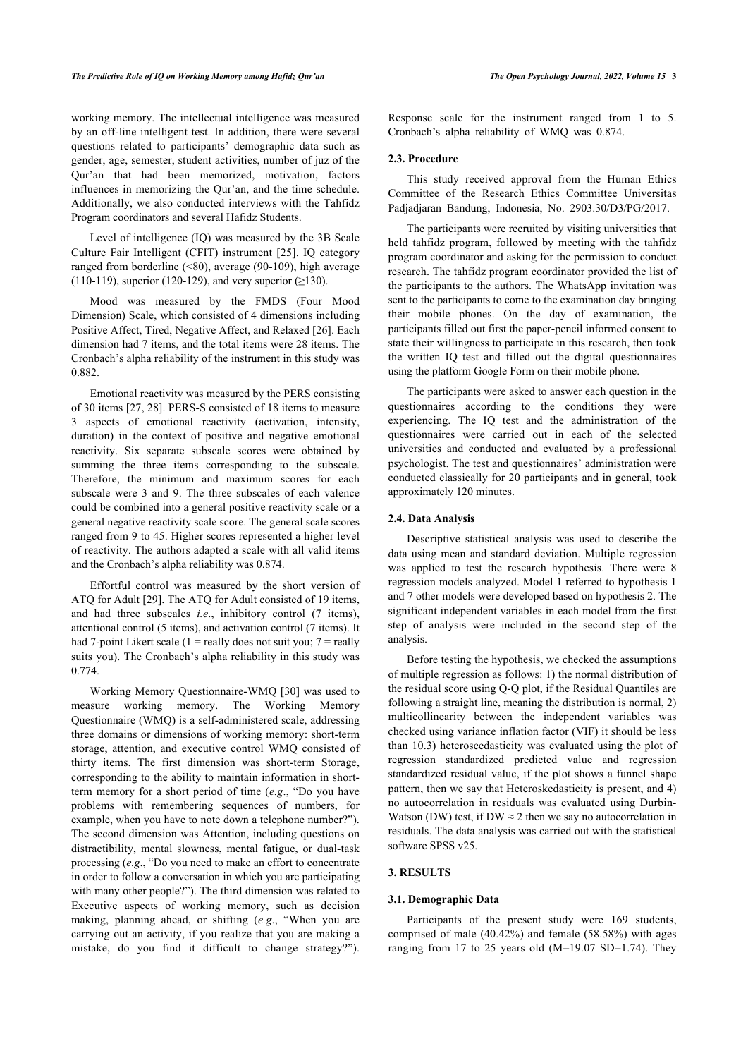working memory. The intellectual intelligence was measured by an off-line intelligent test. In addition, there were several questions related to participants' demographic data such as gender, age, semester, student activities, number of juz of the Qur'an that had been memorized, motivation, factors influences in memorizing the Qur'an, and the time schedule. Additionally, we also conducted interviews with the Tahfidz Program coordinators and several Hafidz Students.

Level of intelligence (IQ) was measured by the 3B Scale Culture Fair Intelligent (CFIT) instrument [25]. IQ category ranged from borderline (<80), average (90-109), high average (110-119), superior (120-129), and very superior (≥130).

Mood was measured by the FMDS (Four Mood Dimension) Scale, which consisted of 4 dimensions including Positive Affect, Tired, Negative Affect, and Relaxed [26]. Each dimension had 7 items, and the total items were 28 items. The Cronbach's alpha reliability of the instrument in this study was 0.882.

Emotional reactivity was measured by the PERS consisting of 30 items [27, 28]. PERS-S consisted of 18 items to measure 3 aspects of emotional reactivity (activation, intensity, duration) in the context of positive and negative emotional reactivity. Six separate subscale scores were obtained by summing the three items corresponding to the subscale. Therefore, the minimum and maximum scores for each subscale were 3 and 9. The three subscales of each valence could be combined into a general positive reactivity scale or a general negative reactivity scale score. The general scale scores ranged from 9 to 45. Higher scores represented a higher level of reactivity. The authors adapted a scale with all valid items and the Cronbach's alpha reliability was 0.874.

Effortful control was measured by the short version of ATQ for Adult [29]. The ATQ for Adult consisted of 19 items, and had three subscales *i.e*., inhibitory control (7 items), attentional control (5 items), and activation control (7 items). It had 7-point Likert scale (1 = really does not suit you; 7 = really suits you). The Cronbach's alpha reliability in this study was 0.774.

Working Memory Questionnaire-WMQ [30] was used to measure working memory. The Working Memory Questionnaire (WMQ) is a self-administered scale, addressing three domains or dimensions of working memory: short-term storage, attention, and executive control WMQ consisted of thirty items. The first dimension was short-term Storage, corresponding to the ability to maintain information in short-term memory for a short period of time (*e.g*., "Do you have problems with remembering sequences of numbers, for example, when you have to note down a telephone number?"). The second dimension was Attention, including questions on distractibility, mental slowness, mental fatigue, or dual-task processing (*e.g*., "Do you need to make an effort to concentrate in order to follow a conversation in which you are participating with many other people?"). The third dimension was related to Executive aspects of working memory, such as decision making, planning ahead, or shifting (*e.g*., "When you are carrying out an activity, if you realize that you are making a mistake, do you find it difficult to change strategy?"). Response scale for the instrument ranged from 1 to 5. Cronbach's alpha reliability of WMQ was 0.874.

### 2.3. Procedure

This study received approval from the Human Ethics Committee of the Research Ethics Committee Universitas Padjadjaran Bandung, Indonesia, No. 2903.30/D3/PG/2017.

The participants were recruited by visiting universities that held tahfidz program, followed by meeting with the tahfidz program coordinator and asking for the permission to conduct research. The tahfidz program coordinator provided the list of the participants to the authors. The WhatsApp invitation was sent to the participants to come to the examination day bringing their mobile phones. On the day of examination, the participants filled out first the paper-pencil informed consent to state their willingness to participate in this research, then took the written IQ test and filled out the digital questionnaires using the platform Google Form on their mobile phone.

The participants were asked to answer each question in the questionnaires according to the conditions they were experiencing. The IQ test and the administration of the questionnaires were carried out in each of the selected universities and conducted and evaluated by a professional psychologist. The test and questionnaires' administration were conducted classically for 20 participants and in general, took approximately 120 minutes.

### 2.4. Data Analysis

Descriptive statistical analysis was used to describe the data using mean and standard deviation. Multiple regression was applied to test the research hypothesis. There were 8 regression models analyzed. Model 1 referred to hypothesis 1 and 7 other models were developed based on hypothesis 2. The significant independent variables in each model from the first step of analysis were included in the second step of the analysis.

Before testing the hypothesis, we checked the assumptions of multiple regression as follows: 1) the normal distribution of the residual score using Q-Q plot, if the Residual Quantiles are following a straight line, meaning the distribution is normal, 2) multicollinearity between the independent variables was checked using variance inflation factor (VIF) it should be less than 10.3) heteroscedasticity was evaluated using the plot of regression standardized predicted value and regression standardized residual value, if the plot shows a funnel shape pattern, then we say that Heteroskedasticity is present, and 4) no autocorrelation in residuals was evaluated using Durbin-Watson (DW) test, if DW ≈ 2 then we say no autocorrelation in residuals. The data analysis was carried out with the statistical software SPSS v25.

## 3. RESULTS

### 3.1. Demographic Data

Participants of the present study were 169 students, comprised of male (40.42%) and female (58.58%) with ages ranging from 17 to 25 years old (M=19.07 SD=1.74). They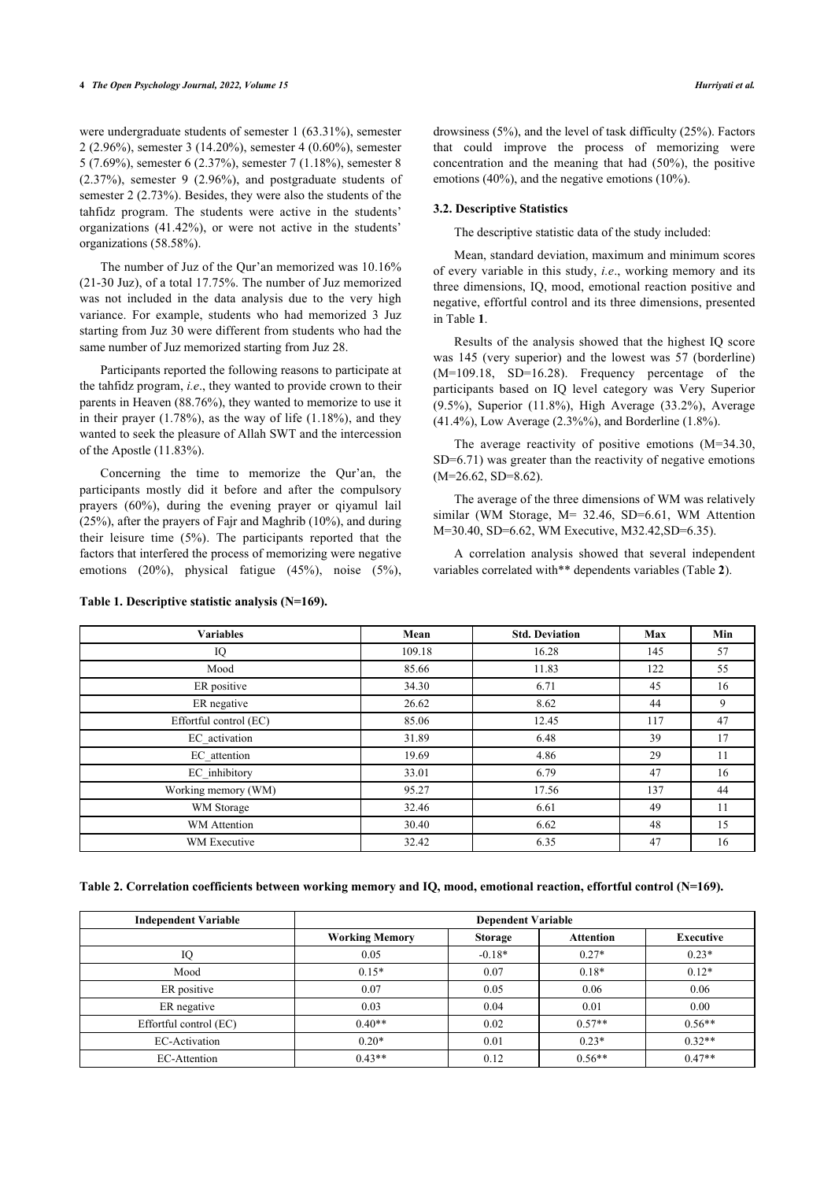were undergraduate students of semester 1 (63.31%), semester 2 (2.96%), semester 3 (14.20%), semester 4 (0.60%), semester 5 (7.69%), semester 6 (2.37%), semester 7 (1.18%), semester 8 (2.37%), semester 9 (2.96%), and postgraduate students of semester 2 (2.73%). Besides, they were also the students of the tahfidz program. The students were active in the students' organizations (41.42%), or were not active in the students' organizations (58.58%).

The number of Juz of the Qur'an memorized was 10.16% (21-30 Juz), of a total 17.75%. The number of Juz memorized was not included in the data analysis due to the very high variance. For example, students who had memorized 3 Juz starting from Juz 30 were different from students who had the same number of Juz memorized starting from Juz 28.

Participants reported the following reasons to participate at the tahfidz program, *i.e*., they wanted to provide crown to their parents in Heaven (88.76%), they wanted to memorize to use it in their prayer (1.78%), as the way of life (1.18%), and they wanted to seek the pleasure of Allah SWT and the intercession of the Apostle (11.83%).

Concerning the time to memorize the Qur'an, the participants mostly did it before and after the compulsory prayers (60%), during the evening prayer or qiyamul lail (25%), after the prayers of Fajr and Maghrib (10%), and during their leisure time (5%). The participants reported that the factors that interfered the process of memorizing were negative emotions (20%), physical fatigue (45%), noise (5%), drowsiness (5%), and the level of task difficulty (25%). Factors that could improve the process of memorizing were concentration and the meaning that had (50%), the positive emotions (40%), and the negative emotions (10%).

### 3.2. Descriptive Statistics

The descriptive statistic data of the study included:

Mean, standard deviation, maximum and minimum scores of every variable in this study, *i.e*., working memory and its three dimensions, IQ, mood, emotional reaction positive and negative, effortful control and its three dimensions, presented in Table **1**.

Results of the analysis showed that the highest IQ score was 145 (very superior) and the lowest was 57 (borderline) (M=109.18, SD=16.28). Frequency percentage of the participants based on IQ level category was Very Superior (9.5%), Superior (11.8%), High Average (33.2%), Average (41.4%), Low Average (2.3%%), and Borderline (1.8%).

The average reactivity of positive emotions (M=34.30, SD=6.71) was greater than the reactivity of negative emotions (M=26.62, SD=8.62).

The average of the three dimensions of WM was relatively similar (WM Storage, M= 32.46, SD=6.61, WM Attention M=30.40, SD=6.62, WM Executive, M32.42,SD=6.35).

A correlation analysis showed that several independent variables correlated with** dependents variables (Table **2**).

**Table 1. Descriptive statistic analysis (N=169).**

| Variables | Mean | Std. Deviation | Max | Min |
|---|---|---|---|---|
| IQ | 109.18 | 16.28 | 145 | 57 |
| Mood | 85.66 | 11.83 | 122 | 55 |
| ER positive | 34.30 | 6.71 | 45 | 16 |
| ER negative | 26.62 | 8.62 | 44 | 9 |
| Effortful control (EC) | 85.06 | 12.45 | 117 | 47 |
| EC_activation | 31.89 | 6.48 | 39 | 17 |
| EC_attention | 19.69 | 4.86 | 29 | 11 |
| EC_inhibitory | 33.01 | 6.79 | 47 | 16 |
| Working memory (WM) | 95.27 | 17.56 | 137 | 44 |
| WM Storage | 32.46 | 6.61 | 49 | 11 |
| WM Attention | 30.40 | 6.62 | 48 | 15 |
| WM Executive | 32.42 | 6.35 | 47 | 16 |

**Table 2. Correlation coefficients between working memory and IQ, mood, emotional reaction, effortful control (N=169).**

| Independent Variable | Dependent Variable | | | |
|---|---|---|---|---|
| | Working Memory | Storage | Attention | Executive |
| IQ | 0.05 | -0.18* | 0.27* | 0.23* |
| Mood | 0.15* | 0.07 | 0.18* | 0.12* |
| ER positive | 0.07 | 0.05 | 0.06 | 0.06 |
| ER negative | 0.03 | 0.04 | 0.01 | 0.00 |
| Effortful control (EC) | 0.40** | 0.02 | 0.57** | 0.56** |
| EC-Activation | 0.20* | 0.01 | 0.23* | 0.32** |
| EC-Attention | 0.43** | 0.12 | 0.56** | 0.47** |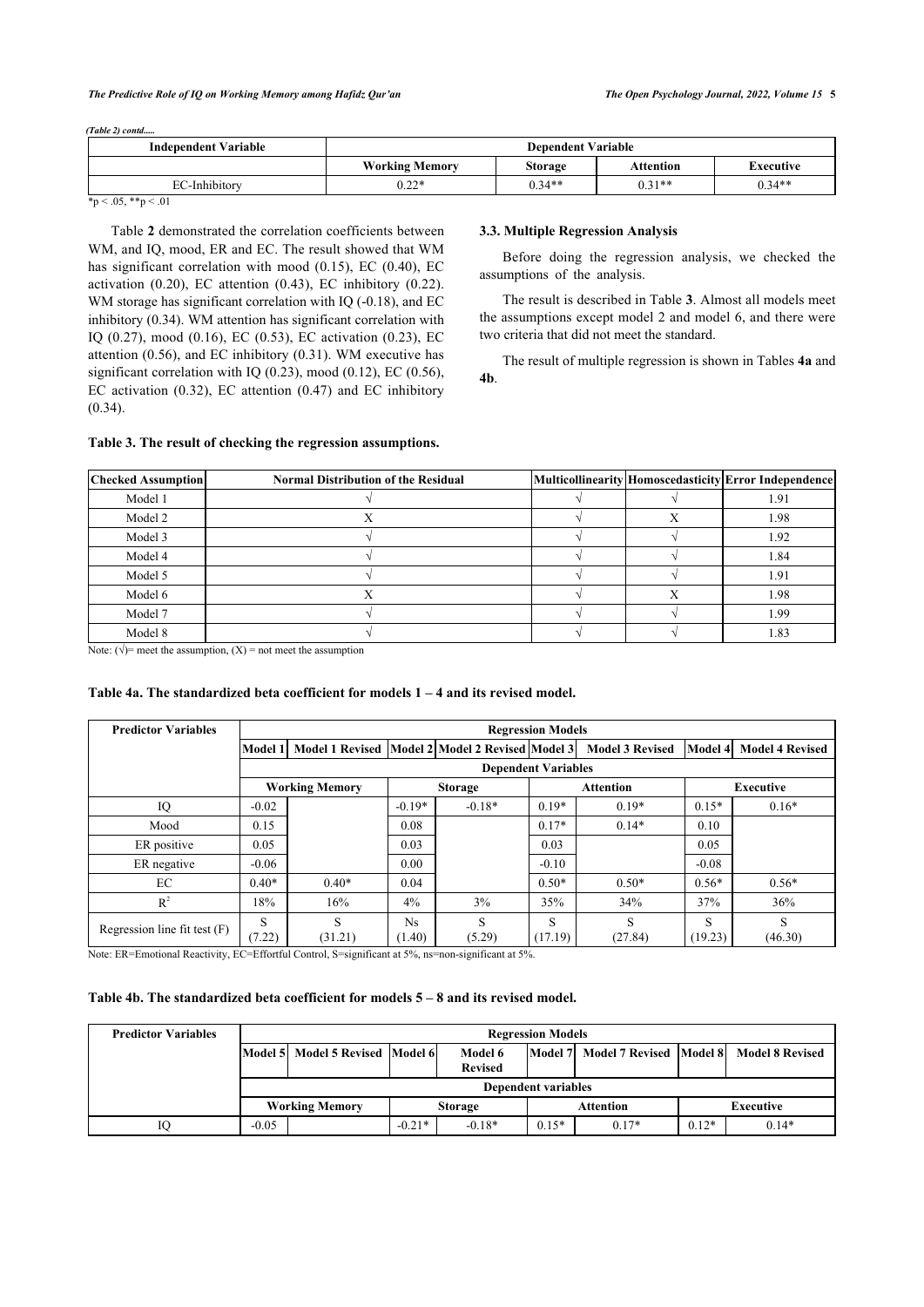*(Table 2) contd.....*

| Independent Variable | Dependent Variable | | | |
|---|---|---|---|---|
| | Working Memory | Storage | Attention | Executive |
| EC-Inhibitory | 0.22* | 0.34** | 0.31** | 0.34** |

*p < .05, **p < .01

Table **2** demonstrated the correlation coefficients between WM, and IQ, mood, ER and EC. The result showed that WM has significant correlation with mood (0.15), EC (0.40), EC activation (0.20), EC attention (0.43), EC inhibitory (0.22). WM storage has significant correlation with IQ (-0.18), and EC inhibitory (0.34). WM attention has significant correlation with IQ (0.27), mood (0.16), EC (0.53), EC activation (0.23), EC attention (0.56), and EC inhibitory (0.31). WM executive has significant correlation with IQ (0.23), mood (0.12), EC (0.56), EC activation (0.32), EC attention (0.47) and EC inhibitory (0.34).

### 3.3. Multiple Regression Analysis

Before doing the regression analysis, we checked the assumptions of the analysis.

The result is described in Table **3**. Almost all models meet the assumptions except model 2 and model 6, and there were two criteria that did not meet the standard.

The result of multiple regression is shown in Tables **4a** and **4b**.

**Table 3. The result of checking the regression assumptions.**

| Checked Assumption | Normal Distribution of the Residual | Multicollinearity | Homoscedasticity | Error Independence |
|---|---|---|---|---|
| Model 1 | √ | √ | √ | 1.91 |
| Model 2 | X | √ | X | 1.98 |
| Model 3 | √ | √ | √ | 1.92 |
| Model 4 | √ | √ | √ | 1.84 |
| Model 5 | √ | √ | √ | 1.91 |
| Model 6 | X | √ | X | 1.98 |
| Model 7 | √ | √ | √ | 1.99 |
| Model 8 | √ | √ | √ | 1.83 |

Note: (√)= meet the assumption, (X) = not meet the assumption

**Table 4a. The standardized beta coefficient for models 1 – 4 and its revised model.**

| Predictor Variables | Regression Models | | | | | | | |
|---|---|---|---|---|---|---|---|---|
| | Model 1 | Model 1 Revised | Model 2 | Model 2 Revised | Model 3 | Model 3 Revised | Model 4 | Model 4 Revised |
| | Dependent Variables | | | | | | | |
| | Working Memory | | Storage | | Attention | | Executive | |
| IQ | -0.02 | | -0.19* | -0.18* | 0.19* | 0.19* | 0.15* | 0.16* |
| Mood | 0.15 | | 0.08 | | 0.17* | 0.14* | 0.10 | |
| ER positive | 0.05 | | 0.03 | | 0.03 | | 0.05 | |
| ER negative | -0.06 | | 0.00 | | -0.10 | | -0.08 | |
| EC | 0.40* | 0.40* | 0.04 | | 0.50* | 0.50* | 0.56* | 0.56* |
| $R^2$ | 18% | 16% | 4% | 3% | 35% | 34% | 37% | 36% |
| Regression line fit test (F) | S (7.22) | S (31.21) | Ns (1.40) | S (5.29) | S (17.19) | S (27.84) | S (19.23) | S (46.30) |

Note: ER=Emotional Reactivity, EC=Effortful Control, S=significant at 5%, ns=non-significant at 5%.

**Table 4b. The standardized beta coefficient for models 5 – 8 and its revised model.**

| Predictor Variables | Regression Models | | | | | | | |
|---|---|---|---|---|---|---|---|---|
| | Model 5 | Model 5 Revised | Model 6 | Model 6 Revised | Model 7 | Model 7 Revised | Model 8 | Model 8 Revised |
| | Dependent variables | | | | | | | |
| | Working Memory | | Storage | | Attention | | Executive | |
| IQ | -0.05 | | -0.21* | -0.18* | 0.15* | 0.17* | 0.12* | 0.14* |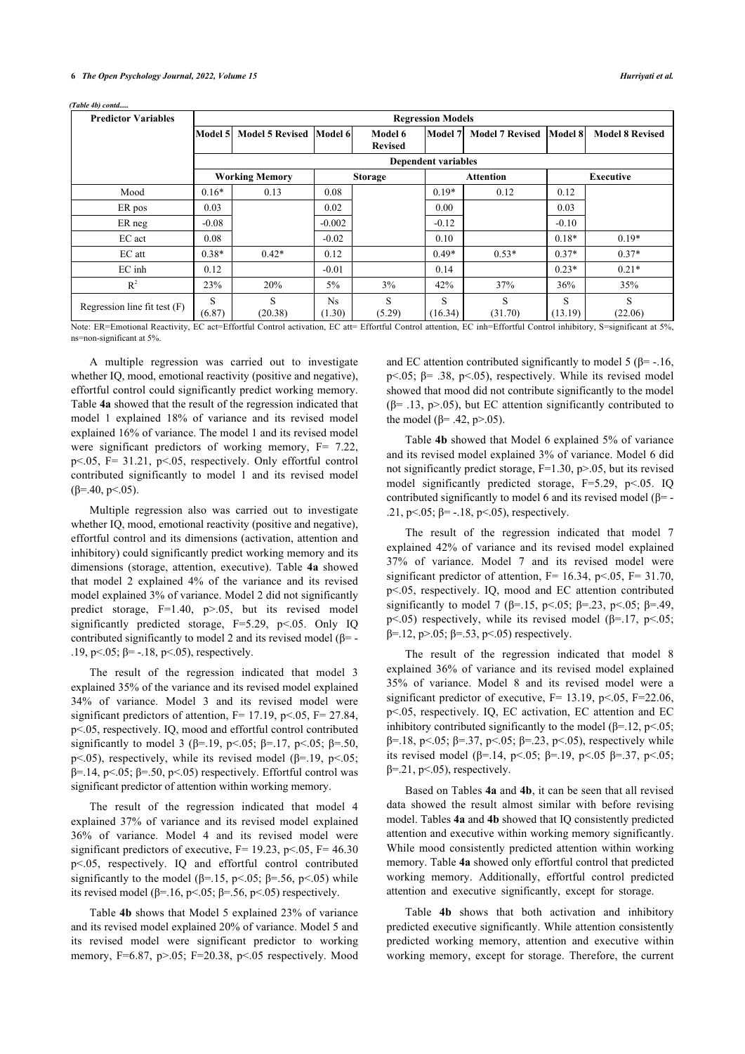*(Table 4b) contd.....*

| Predictor Variables | Regression Models | | | | | | | |
|---|---|---|---|---|---|---|---|---|
| | Model 5 | Model 5 Revised | Model 6 | Model 6 Revised | Model 7 | Model 7 Revised | Model 8 | Model 8 Revised |
| | Dependent variables | | | | | | | |
| | Working Memory | | Storage | | Attention | | Executive | |
| Mood | 0.16* | 0.13 | 0.08 | | 0.19* | 0.12 | 0.12 | |
| ER pos | 0.03 | | 0.02 | | 0.00 | | 0.03 | |
| ER neg | -0.08 | | -0.002 | | -0.12 | | -0.10 | |
| EC act | 0.08 | | -0.02 | | 0.10 | | 0.18* | 0.19* |
| EC att | 0.38* | 0.42* | 0.12 | | 0.49* | 0.53* | 0.37* | 0.37* |
| EC inh | 0.12 | | -0.01 | | 0.14 | | 0.23* | 0.21* |
| $R^2$ | 23% | 20% | 5% | 3% | 42% | 37% | 36% | 35% |
| Regression line fit test (F) | S (6.87) | S (20.38) | Ns (1.30) | S (5.29) | S (16.34) | S (31.70) | S (13.19) | S (22.06) |

Note: ER=Emotional Reactivity, EC act=Effortful Control activation, EC att= Effortful Control attention, EC inh=Effortful Control inhibitory, S=significant at 5%, ns=non-significant at 5%.

A multiple regression was carried out to investigate whether IQ, mood, emotional reactivity (positive and negative), effortful control could significantly predict working memory. Table **4a** showed that the result of the regression indicated that model 1 explained 18% of variance and its revised model explained 16% of variance. The model 1 and its revised model were significant predictors of working memory, F= 7.22, p<.05, F= 31.21, p<.05, respectively. Only effortful control contributed significantly to model 1 and its revised model (β=.40, p<.05).

Multiple regression also was carried out to investigate whether IQ, mood, emotional reactivity (positive and negative), effortful control and its dimensions (activation, attention and inhibitory) could significantly predict working memory and its dimensions (storage, attention, executive). Table **4a** showed that model 2 explained 4% of the variance and its revised model explained 3% of variance. Model 2 did not significantly predict storage, F=1.40, p>.05, but its revised model significantly predicted storage, F=5.29, p<.05. Only IQ contributed significantly to model 2 and its revised model (β= -.19, p<.05; β= -.18, p<.05), respectively.

The result of the regression indicated that model 3 explained 35% of the variance and its revised model explained 34% of variance. Model 3 and its revised model were significant predictors of attention, F= 17.19, p<.05, F= 27.84, p<.05, respectively. IQ, mood and effortful control contributed significantly to model 3 (β=.19, p<.05; β=.17, p<.05; β=.50, p<.05), respectively, while its revised model (β=.19, p<.05; β=.14, p<.05; β=.50, p<.05) respectively. Effortful control was significant predictor of attention within working memory.

The result of the regression indicated that model 4 explained 37% of variance and its revised model explained 36% of variance. Model 4 and its revised model were significant predictors of executive, F= 19.23, p<.05, F= 46.30 p<.05, respectively. IQ and effortful control contributed significantly to the model (β=.15, p<.05; β=.56, p<.05) while its revised model (β=.16, p<.05; β=.56, p<.05) respectively.

Table **4b** shows that Model 5 explained 23% of variance and its revised model explained 20% of variance. Model 5 and its revised model were significant predictor to working memory, F=6.87, p>.05; F=20.38, p<.05 respectively. Mood and EC attention contributed significantly to model 5 (β= -.16, p<.05; β= .38, p<.05), respectively. While its revised model showed that mood did not contribute significantly to the model (β= .13, p>.05), but EC attention significantly contributed to the model (β= .42, p>.05).

Table **4b** showed that Model 6 explained 5% of variance and its revised model explained 3% of variance. Model 6 did not significantly predict storage, F=1.30, p>.05, but its revised model significantly predicted storage, F=5.29, p<.05. IQ contributed significantly to model 6 and its revised model (β= -.21, p<.05; β= -.18, p<.05), respectively.

The result of the regression indicated that model 7 explained 42% of variance and its revised model explained 37% of variance. Model 7 and its revised model were significant predictor of attention, F= 16.34, p<.05, F= 31.70, p<.05, respectively. IQ, mood and EC attention contributed significantly to model 7 (β=.15, p<.05; β=.23, p<.05; β=.49, p<.05) respectively, while its revised model (β=.17, p<.05; β=.12, p>.05; β=.53, p<.05) respectively.

The result of the regression indicated that model 8 explained 36% of variance and its revised model explained 35% of variance. Model 8 and its revised model were a significant predictor of executive, F= 13.19, p<.05, F=22.06, p<.05, respectively. IQ, EC activation, EC attention and EC inhibitory contributed significantly to the model (β=.12, p<.05; β=.18, p<.05; β=.37, p<.05; β=.23, p<.05), respectively while its revised model (β=.14, p<.05; β=.19, p<.05 β=.37, p<.05; β=.21, p<.05), respectively.

Based on Tables **4a** and **4b**, it can be seen that all revised data showed the result almost similar with before revising model. Tables **4a** and **4b** showed that IQ consistently predicted attention and executive within working memory significantly. While mood consistently predicted attention within working memory. Table **4a** showed only effortful control that predicted working memory. Additionally, effortful control predicted attention and executive significantly, except for storage.

Table **4b** shows that both activation and inhibitory predicted executive significantly. While attention consistently predicted working memory, attention and executive within working memory, except for storage. Therefore, the current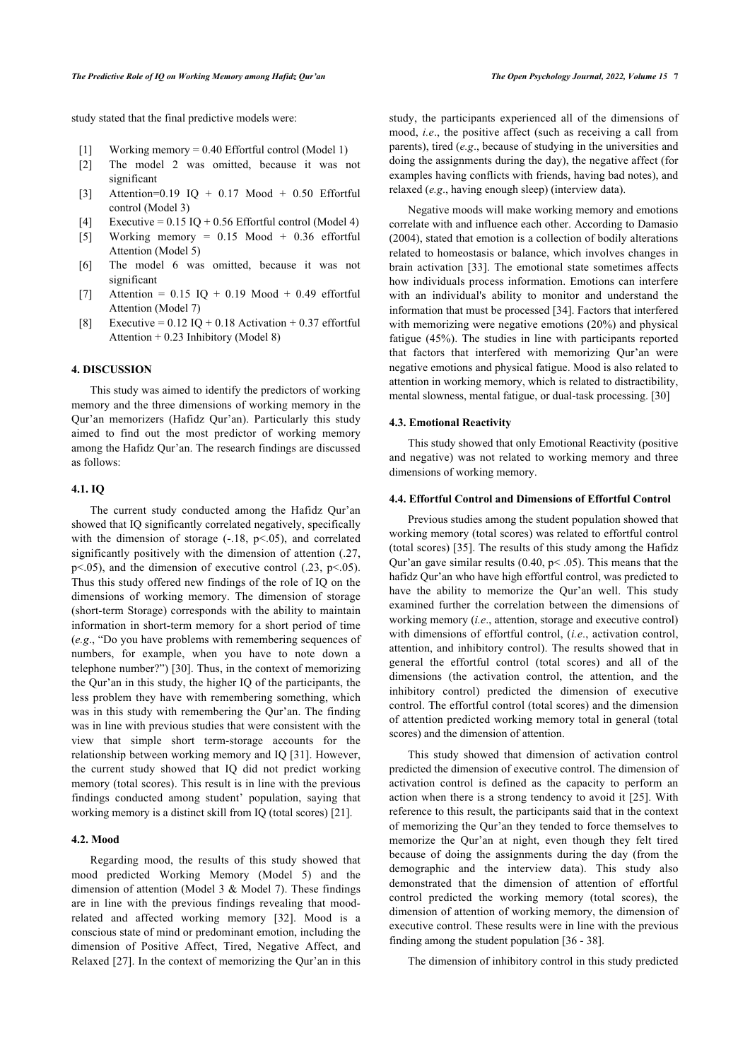study stated that the final predictive models were:

[1] Working memory = 0.40 Effortful control (Model 1)
[2] The model 2 was omitted, because it was not significant
[3] Attention=0.19 IQ + 0.17 Mood + 0.50 Effortful control (Model 3)
[4] Executive = 0.15 IQ + 0.56 Effortful control (Model 4)
[5] Working memory = 0.15 Mood + 0.36 effortful Attention (Model 5)
[6] The model 6 was omitted, because it was not significant
[7] Attention = 0.15 IQ + 0.19 Mood + 0.49 effortful Attention (Model 7)
[8] Executive = 0.12 IQ + 0.18 Activation + 0.37 effortful Attention + 0.23 Inhibitory (Model 8)

## 4. DISCUSSION

This study was aimed to identify the predictors of working memory and the three dimensions of working memory in the Qur'an memorizers (Hafidz Qur'an). Particularly this study aimed to find out the most predictor of working memory among the Hafidz Qur'an. The research findings are discussed as follows:

### 4.1. IQ

The current study conducted among the Hafidz Qur'an showed that IQ significantly correlated negatively, specifically with the dimension of storage (-.18, $p<.05$), and correlated significantly positively with the dimension of attention (.27, $p<.05$), and the dimension of executive control (.23, $p<.05$). Thus this study offered new findings of the role of IQ on the dimensions of working memory. The dimension of storage (short-term Storage) corresponds with the ability to maintain information in short-term memory for a short period of time (*e.g*., "Do you have problems with remembering sequences of numbers, for example, when you have to note down a telephone number?") [30]. Thus, in the context of memorizing the Qur'an in this study, the higher IQ of the participants, the less problem they have with remembering something, which was in this study with remembering the Qur'an. The finding was in line with previous studies that were consistent with the view that simple short term-storage accounts for the relationship between working memory and IQ [31]. However, the current study showed that IQ did not predict working memory (total scores). This result is in line with the previous findings conducted among student' population, saying that working memory is a distinct skill from IQ (total scores) [21].

### 4.2. Mood

Regarding mood, the results of this study showed that mood predicted Working Memory (Model 5) and the dimension of attention (Model 3 & Model 7). These findings are in line with the previous findings revealing that mood-related and affected working memory [32]. Mood is a conscious state of mind or predominant emotion, including the dimension of Positive Affect, Tired, Negative Affect, and Relaxed [27]. In the context of memorizing the Qur'an in this study, the participants experienced all of the dimensions of mood, *i.e*., the positive affect (such as receiving a call from parents), tired (*e.g*., because of studying in the universities and doing the assignments during the day), the negative affect (for examples having conflicts with friends, having bad notes), and relaxed (*e.g*., having enough sleep) (interview data).

Negative moods will make working memory and emotions correlate with and influence each other. According to Damasio (2004), stated that emotion is a collection of bodily alterations related to homeostasis or balance, which involves changes in brain activation [33]. The emotional state sometimes affects how individuals process information. Emotions can interfere with an individual's ability to monitor and understand the information that must be processed [34]. Factors that interfered with memorizing were negative emotions (20%) and physical fatigue (45%). The studies in line with participants reported that factors that interfered with memorizing Qur'an were negative emotions and physical fatigue. Mood is also related to attention in working memory, which is related to distractibility, mental slowness, mental fatigue, or dual-task processing. [30]

### 4.3. Emotional Reactivity

This study showed that only Emotional Reactivity (positive and negative) was not related to working memory and three dimensions of working memory.

### 4.4. Effortful Control and Dimensions of Effortful Control

Previous studies among the student population showed that working memory (total scores) was related to effortful control (total scores) [35]. The results of this study among the Hafidz Qur'an gave similar results (0.40, $p< .05$). This means that the hafidz Qur'an who have high effortful control, was predicted to have the ability to memorize the Qur'an well. This study examined further the correlation between the dimensions of working memory (*i.e*., attention, storage and executive control) with dimensions of effortful control, (*i.e*., activation control, attention, and inhibitory control). The results showed that in general the effortful control (total scores) and all of the dimensions (the activation control, the attention, and the inhibitory control) predicted the dimension of executive control. The effortful control (total scores) and the dimension of attention predicted working memory total in general (total scores) and the dimension of attention.

This study showed that dimension of activation control predicted the dimension of executive control. The dimension of activation control is defined as the capacity to perform an action when there is a strong tendency to avoid it [25]. With reference to this result, the participants said that in the context of memorizing the Qur'an they tended to force themselves to memorize the Qur'an at night, even though they felt tired because of doing the assignments during the day (from the demographic and the interview data). This study also demonstrated that the dimension of attention of effortful control predicted the working memory (total scores), the dimension of attention of working memory, the dimension of executive control. These results were in line with the previous finding among the student population [36 - 38].

The dimension of inhibitory control in this study predicted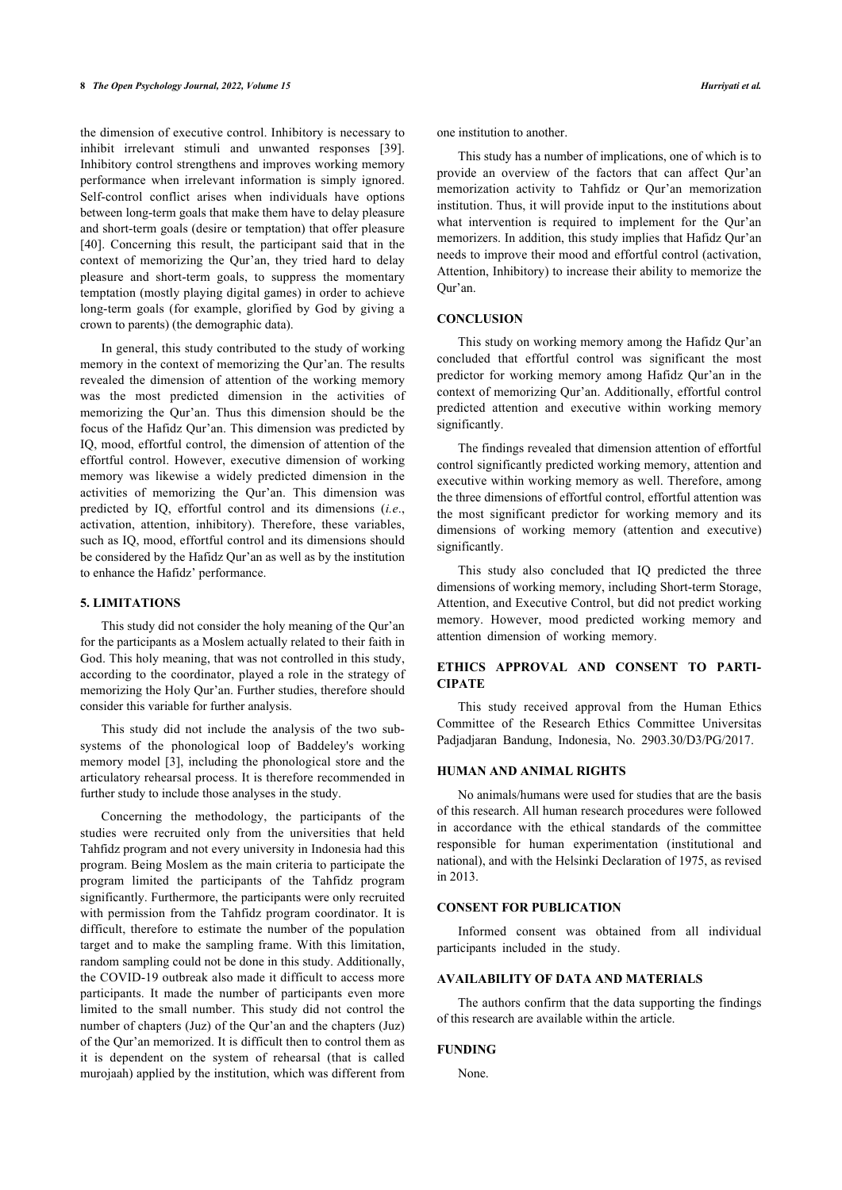the dimension of executive control. Inhibitory is necessary to inhibit irrelevant stimuli and unwanted responses [39]. Inhibitory control strengthens and improves working memory performance when irrelevant information is simply ignored. Self-control conflict arises when individuals have options between long-term goals that make them have to delay pleasure and short-term goals (desire or temptation) that offer pleasure [40]. Concerning this result, the participant said that in the context of memorizing the Qur'an, they tried hard to delay pleasure and short-term goals, to suppress the momentary temptation (mostly playing digital games) in order to achieve long-term goals (for example, glorified by God by giving a crown to parents) (the demographic data).

In general, this study contributed to the study of working memory in the context of memorizing the Qur'an. The results revealed the dimension of attention of the working memory was the most predicted dimension in the activities of memorizing the Qur'an. Thus this dimension should be the focus of the Hafidz Qur'an. This dimension was predicted by IQ, mood, effortful control, the dimension of attention of the effortful control. However, executive dimension of working memory was likewise a widely predicted dimension in the activities of memorizing the Qur'an. This dimension was predicted by IQ, effortful control and its dimensions (*i.e*., activation, attention, inhibitory). Therefore, these variables, such as IQ, mood, effortful control and its dimensions should be considered by the Hafidz Qur'an as well as by the institution to enhance the Hafidz' performance.

## 5. LIMITATIONS

This study did not consider the holy meaning of the Qur'an for the participants as a Moslem actually related to their faith in God. This holy meaning, that was not controlled in this study, according to the coordinator, played a role in the strategy of memorizing the Holy Qur'an. Further studies, therefore should consider this variable for further analysis.

This study did not include the analysis of the two sub-systems of the phonological loop of Baddeley's working memory model [3], including the phonological store and the articulatory rehearsal process. It is therefore recommended in further study to include those analyses in the study.

Concerning the methodology, the participants of the studies were recruited only from the universities that held Tahfidz program and not every university in Indonesia had this program. Being Moslem as the main criteria to participate the program limited the participants of the Tahfidz program significantly. Furthermore, the participants were only recruited with permission from the Tahfidz program coordinator. It is difficult, therefore to estimate the number of the population target and to make the sampling frame. With this limitation, random sampling could not be done in this study. Additionally, the COVID-19 outbreak also made it difficult to access more participants. It made the number of participants even more limited to the small number. This study did not control the number of chapters (Juz) of the Qur'an and the chapters (Juz) of the Qur'an memorized. It is difficult then to control them as it is dependent on the system of rehearsal (that is called murojaah) applied by the institution, which was different from one institution to another.

This study has a number of implications, one of which is to provide an overview of the factors that can affect Qur'an memorization activity to Tahfidz or Qur'an memorization institution. Thus, it will provide input to the institutions about what intervention is required to implement for the Qur'an memorizers. In addition, this study implies that Hafidz Qur'an needs to improve their mood and effortful control (activation, Attention, Inhibitory) to increase their ability to memorize the Qur'an.

## CONCLUSION

This study on working memory among the Hafidz Qur'an concluded that effortful control was significant the most predictor for working memory among Hafidz Qur'an in the context of memorizing Qur'an. Additionally, effortful control predicted attention and executive within working memory significantly.

The findings revealed that dimension attention of effortful control significantly predicted working memory, attention and executive within working memory as well. Therefore, among the three dimensions of effortful control, effortful attention was the most significant predictor for working memory and its dimensions of working memory (attention and executive) significantly.

This study also concluded that IQ predicted the three dimensions of working memory, including Short-term Storage, Attention, and Executive Control, but did not predict working memory. However, mood predicted working memory and attention dimension of working memory.

## ETHICS APPROVAL AND CONSENT TO PARTICIPATE

This study received approval from the Human Ethics Committee of the Research Ethics Committee Universitas Padjadjaran Bandung, Indonesia, No. 2903.30/D3/PG/2017.

## HUMAN AND ANIMAL RIGHTS

No animals/humans were used for studies that are the basis of this research. All human research procedures were followed in accordance with the ethical standards of the committee responsible for human experimentation (institutional and national), and with the Helsinki Declaration of 1975, as revised in 2013.

## CONSENT FOR PUBLICATION

Informed consent was obtained from all individual participants included in the study.

## AVAILABILITY OF DATA AND MATERIALS

The authors confirm that the data supporting the findings of this research are available within the article.

## FUNDING

None.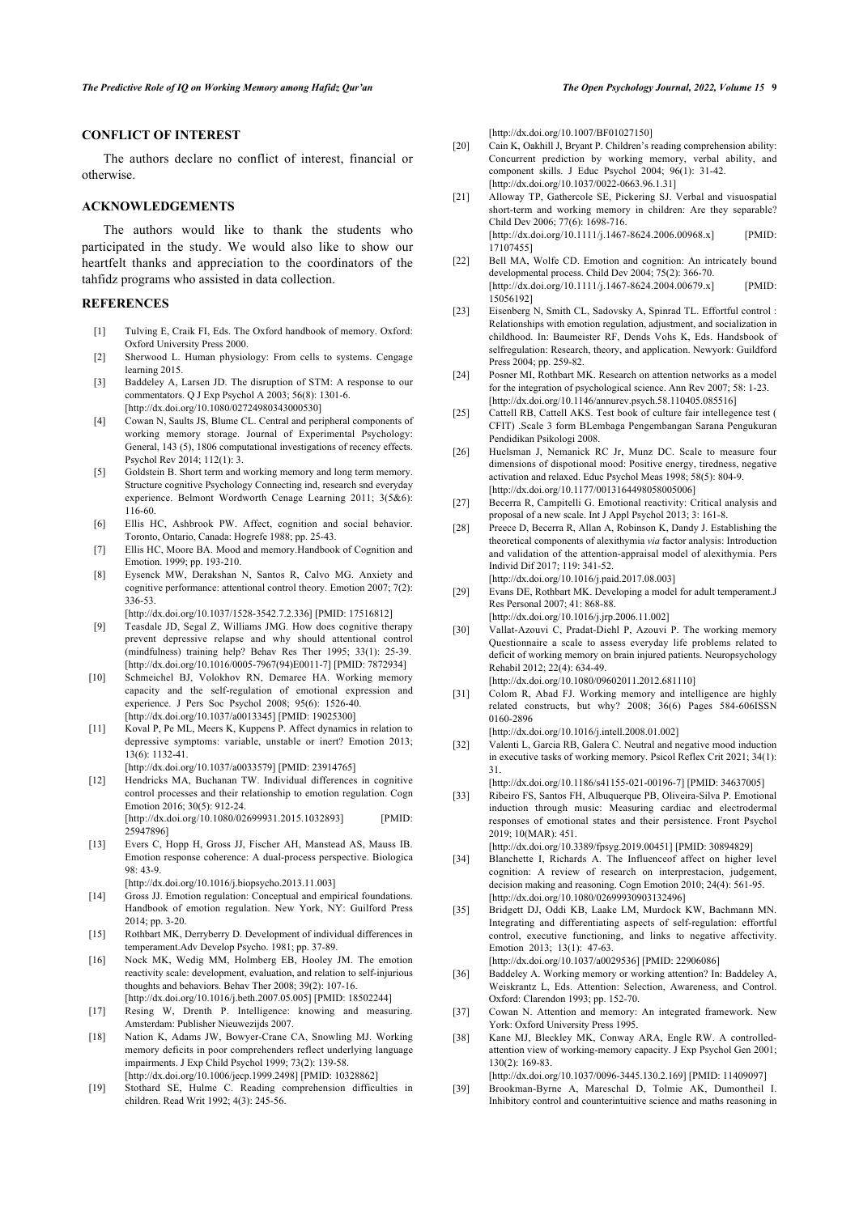## CONFLICT OF INTEREST

The authors declare no conflict of interest, financial or otherwise.

## ACKNOWLEDGEMENTS

The authors would like to thank the students who participated in the study. We would also like to show our heartfelt thanks and appreciation to the coordinators of the tahfidz programs who assisted in data collection.

## REFERENCES

[1] Tulving E, Craik FI, Eds. The Oxford handbook of memory. Oxford: Oxford University Press 2000.

[2] Sherwood L. Human physiology: From cells to systems. Cengage learning 2015.

[3] Baddeley A, Larsen JD. The disruption of STM: A response to our commentators. Q J Exp Psychol A 2003; 56(8): 1301-6. [http://dx.doi.org/10.1080/02724980343000530]

[4] Cowan N, Saults JS, Blume CL. Central and peripheral components of working memory storage. Journal of Experimental Psychology: General, 143 (5), 1806 computational investigations of recency effects. Psychol Rev 2014; 112(1): 3.

[5] Goldstein B. Short term and working memory and long term memory. Structure cognitive Psychology Connecting ind, research snd everyday experience. Belmont Wordworth Cenage Learning 2011; 3(5&6): 116-60.

[6] Ellis HC, Ashbrook PW. Affect, cognition and social behavior. Toronto, Ontario, Canada: Hogrefe 1988; pp. 25-43.

[7] Ellis HC, Moore BA. Mood and memory.Handbook of Cognition and Emotion. 1999; pp. 193-210.

[8] Eysenck MW, Derakshan N, Santos R, Calvo MG. Anxiety and cognitive performance: attentional control theory. Emotion 2007; 7(2): 336-53. [http://dx.doi.org/10.1037/1528-3542.7.2.336] [PMID: 17516812]

[9] Teasdale JD, Segal Z, Williams JMG. How does cognitive therapy prevent depressive relapse and why should attentional control (mindfulness) training help? Behav Res Ther 1995; 33(1): 25-39. [http://dx.doi.org/10.1016/0005-7967(94)E0011-7] [PMID: 7872934]

[10] Schmeichel BJ, Volokhov RN, Demaree HA. Working memory capacity and the self-regulation of emotional expression and experience. J Pers Soc Psychol 2008; 95(6): 1526-40. [http://dx.doi.org/10.1037/a0013345] [PMID: 19025300]

[11] Koval P, Pe ML, Meers K, Kuppens P. Affect dynamics in relation to depressive symptoms: variable, unstable or inert? Emotion 2013; 13(6): 1132-41. [http://dx.doi.org/10.1037/a0033579] [PMID: 23914765]

[12] Hendricks MA, Buchanan TW. Individual differences in cognitive control processes and their relationship to emotion regulation. Cogn Emotion 2016; 30(5): 912-24. [http://dx.doi.org/10.1080/02699931.2015.1032893] [PMID: 25947896]

[13] Evers C, Hopp H, Gross JJ, Fischer AH, Manstead AS, Mauss IB. Emotion response coherence: A dual-process perspective. Biologica 98: 43-9. [http://dx.doi.org/10.1016/j.biopsycho.2013.11.003]

[14] Gross JJ. Emotion regulation: Conceptual and empirical foundations. Handbook of emotion regulation. New York, NY: Guilford Press 2014; pp. 3-20.

[15] Rothbart MK, Derryberry D. Development of individual differences in temperament.Adv Develop Psycho. 1981; pp. 37-89.

[16] Nock MK, Wedig MM, Holmberg EB, Hooley JM. The emotion reactivity scale: development, evaluation, and relation to self-injurious thoughts and behaviors. Behav Ther 2008; 39(2): 107-16. [http://dx.doi.org/10.1016/j.beth.2007.05.005] [PMID: 18502244]

[17] Resing W, Drenth P. Intelligence: knowing and measuring. Amsterdam: Publisher Nieuwezijds 2007.

[18] Nation K, Adams JW, Bowyer-Crane CA, Snowling MJ. Working memory deficits in poor comprehenders reflect underlying language impairments. J Exp Child Psychol 1999; 73(2): 139-58. [http://dx.doi.org/10.1006/jecp.1999.2498] [PMID: 10328862]

[19] Stothard SE, Hulme C. Reading comprehension difficulties in children. Read Writ 1992; 4(3): 245-56. [http://dx.doi.org/10.1007/BF01027150]

[20] Cain K, Oakhill J, Bryant P. Children's reading comprehension ability: Concurrent prediction by working memory, verbal ability, and component skills. J Educ Psychol 2004; 96(1): 31-42. [http://dx.doi.org/10.1037/0022-0663.96.1.31]

[21] Alloway TP, Gathercole SE, Pickering SJ. Verbal and visuospatial short-term and working memory in children: Are they separable? Child Dev 2006; 77(6): 1698-716. [http://dx.doi.org/10.1111/j.1467-8624.2006.00968.x] [PMID: 17107455]

[22] Bell MA, Wolfe CD. Emotion and cognition: An intricately bound developmental process. Child Dev 2004; 75(2): 366-70. [http://dx.doi.org/10.1111/j.1467-8624.2004.00679.x] [PMID: 15056192]

[23] Eisenberg N, Smith CL, Sadovsky A, Spinrad TL. Effortful control : Relationships with emotion regulation, adjustment, and socialization in childhood. In: Baumeister RF, Dends Vohs K, Eds. Handsbook of selfregulation: Research, theory, and application. Newyork: Guildford Press 2004; pp. 259-82.

[24] Posner MI, Rothbart MK. Research on attention networks as a model for the integration of psychological science. Ann Rev 2007; 58: 1-23. [http://dx.doi.org/10.1146/annurev.psych.58.110405.085516]

[25] Cattell RB, Cattell AKS. Test book of culture fair intellegence test ( CFIT) .Scale 3 form BLembaga Pengembangan Sarana Pengukuran Pendidikan Psikologi 2008.

[26] Huelsman J, Nemanick RC Jr, Munz DC. Scale to measure four dimensions of dispotional mood: Positive energy, tiredness, negative activation and relaxed. Educ Psychol Meas 1998; 58(5): 804-9. [http://dx.doi.org/10.1177/0013164498058005006]

[27] Becerra R, Campitelli G. Emotional reactivity: Critical analysis and proposal of a new scale. Int J Appl Psychol 2013; 3: 161-8.

[28] Preece D, Becerra R, Allan A, Robinson K, Dandy J. Establishing the theoretical components of alexithymia *via* factor analysis: Introduction and validation of the attention-appraisal model of alexithymia. Pers Individ Dif 2017; 119: 341-52. [http://dx.doi.org/10.1016/j.paid.2017.08.003]

[29] Evans DE, Rothbart MK. Developing a model for adult temperament.J Res Personal 2007; 41: 868-88. [http://dx.doi.org/10.1016/j.jrp.2006.11.002]

[30] Vallat-Azouvi C, Pradat-Diehl P, Azouvi P. The working memory Questionnaire a scale to assess everyday life problems related to deficit of working memory on brain injured patients. Neuropsychology Rehabil 2012; 22(4): 634-49. [http://dx.doi.org/10.1080/09602011.2012.681110]

[31] Colom R, Abad FJ. Working memory and intelligence are highly related constructs, but why? 2008; 36(6) Pages 584-606ISSN 0160-2896 [http://dx.doi.org/10.1016/j.intell.2008.01.002]

[32] Valenti L, Garcia RB, Galera C. Neutral and negative mood induction in executive tasks of working memory. Psicol Reflex Crit 2021; 34(1): 31. [http://dx.doi.org/10.1186/s41155-021-00196-7] [PMID: 34637005]

[33] Ribeiro FS, Santos FH, Albuquerque PB, Oliveira-Silva P. Emotional induction through music: Measuring cardiac and electrodermal responses of emotional states and their persistence. Front Psychol 2019; 10(MAR): 451. [http://dx.doi.org/10.3389/fpsyg.2019.00451] [PMID: 30894829]

[34] Blanchette I, Richards A. The Influenceof affect on higher level cognition: A review of research on interprestacion, judgement, decision making and reasoning. Cogn Emotion 2010; 24(4): 561-95. [http://dx.doi.org/10.1080/02699930903132496]

[35] Bridgett DJ, Oddi KB, Laake LM, Murdock KW, Bachmann MN. Integrating and differentiating aspects of self-regulation: effortful control, executive functioning, and links to negative affectivity. Emotion 2013; 13(1): 47-63. [http://dx.doi.org/10.1037/a0029536] [PMID: 22906086]

[36] Baddeley A. Working memory or working attention? In: Baddeley A, Weiskrantz L, Eds. Attention: Selection, Awareness, and Control. Oxford: Clarendon 1993; pp. 152-70.

[37] Cowan N. Attention and memory: An integrated framework. New York: Oxford University Press 1995.

[38] Kane MJ, Bleckley MK, Conway ARA, Engle RW. A controlled-attention view of working-memory capacity. J Exp Psychol Gen 2001; 130(2): 169-83. [http://dx.doi.org/10.1037/0096-3445.130.2.169] [PMID: 11409097]

[39] Brookman-Byrne A, Mareschal D, Tolmie AK, Dumontheil I. Inhibitory control and counterintuitive science and maths reasoning in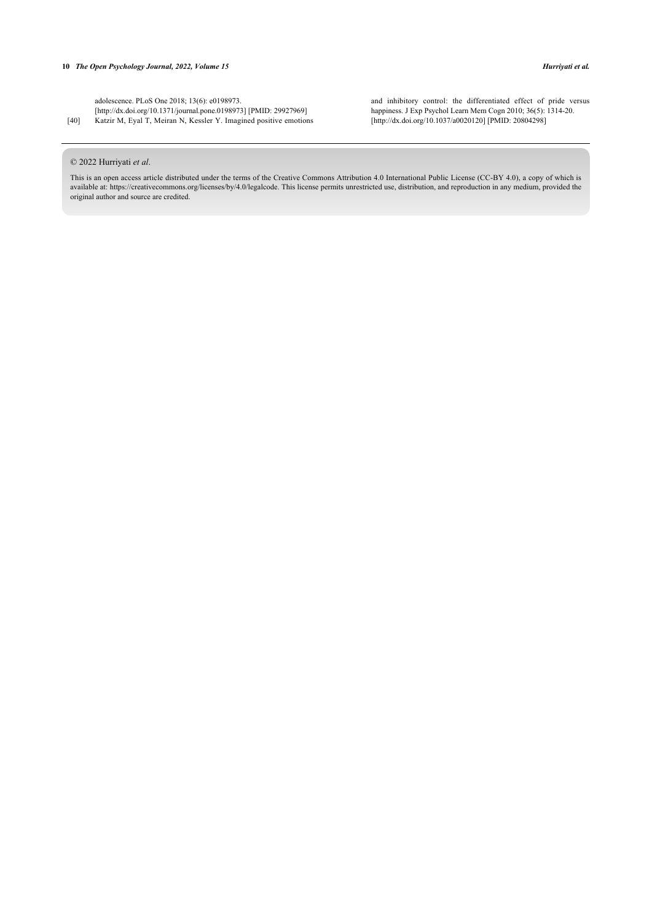adolescence. PLoS One 2018; 13(6): e0198973.
[http://dx.doi.org/10.1371/journal.pone.0198973] [PMID: 29927969]

[40] Katzir M, Eyal T, Meiran N, Kessler Y. Imagined positive emotions and inhibitory control: the differentiated effect of pride versus happiness. J Exp Psychol Learn Mem Cogn 2010; 36(5): 1314-20.
[http://dx.doi.org/10.1037/a0020120] [PMID: 20804298]

© 2022 Hurriyati *et al*.

This is an open access article distributed under the terms of the Creative Commons Attribution 4.0 International Public License (CC-BY 4.0), a copy of which is available at: https://creativecommons.org/licenses/by/4.0/legalcode. This license permits unrestricted use, distribution, and reproduction in any medium, provided the original author and source are credited.